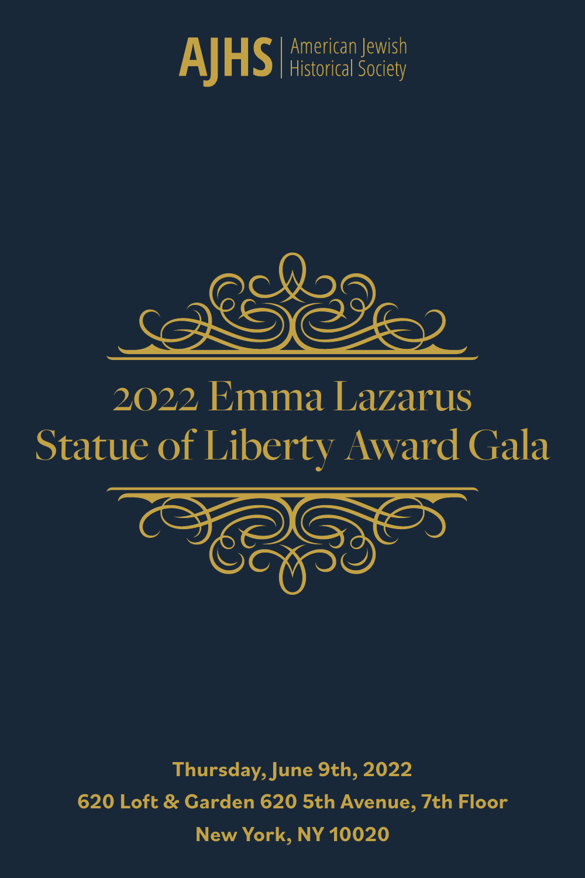AJHS | American Jewish Historical Society

# 2022 Emma Lazarus Statue of Liberty Award Gala

**Thursday, June 9th, 2022**

**620 Loft & Garden 620 5th Avenue, 7th Floor**

**New York, NY 10020**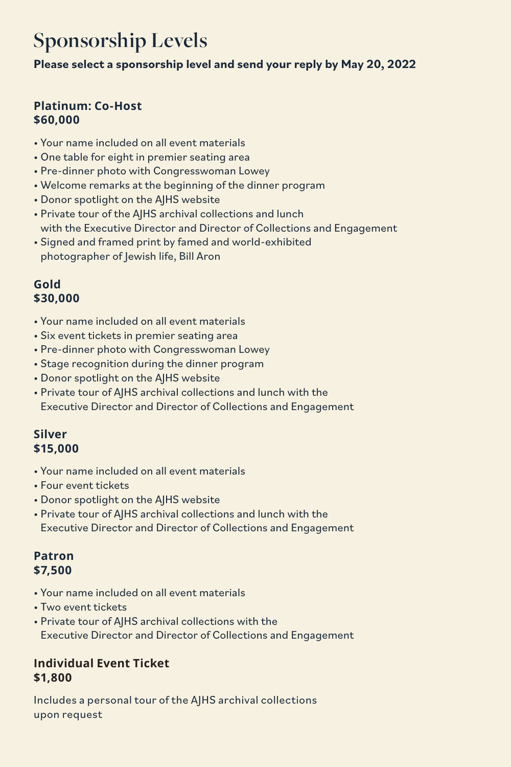# Sponsorship Levels

**Please select a sponsorship level and send your reply by May 20, 2022**

### Platinum: Co-Host
**$60,000**

- Your name included on all event materials
- One table for eight in premier seating area
- Pre-dinner photo with Congresswoman Lowey
- Welcome remarks at the beginning of the dinner program
- Donor spotlight on the AJHS website
- Private tour of the AJHS archival collections and lunch with the Executive Director and Director of Collections and Engagement
- Signed and framed print by famed and world-exhibited photographer of Jewish life, Bill Aron

### Gold
**$30,000**

- Your name included on all event materials
- Six event tickets in premier seating area
- Pre-dinner photo with Congresswoman Lowey
- Stage recognition during the dinner program
- Donor spotlight on the AJHS website
- Private tour of AJHS archival collections and lunch with the Executive Director and Director of Collections and Engagement

### Silver
**$15,000**

- Your name included on all event materials
- Four event tickets
- Donor spotlight on the AJHS website
- Private tour of AJHS archival collections and lunch with the Executive Director and Director of Collections and Engagement

### Patron
**$7,500**

- Your name included on all event materials
- Two event tickets
- Private tour of AJHS archival collections with the Executive Director and Director of Collections and Engagement

### Individual Event Ticket
**$1,800**

Includes a personal tour of the AJHS archival collections upon request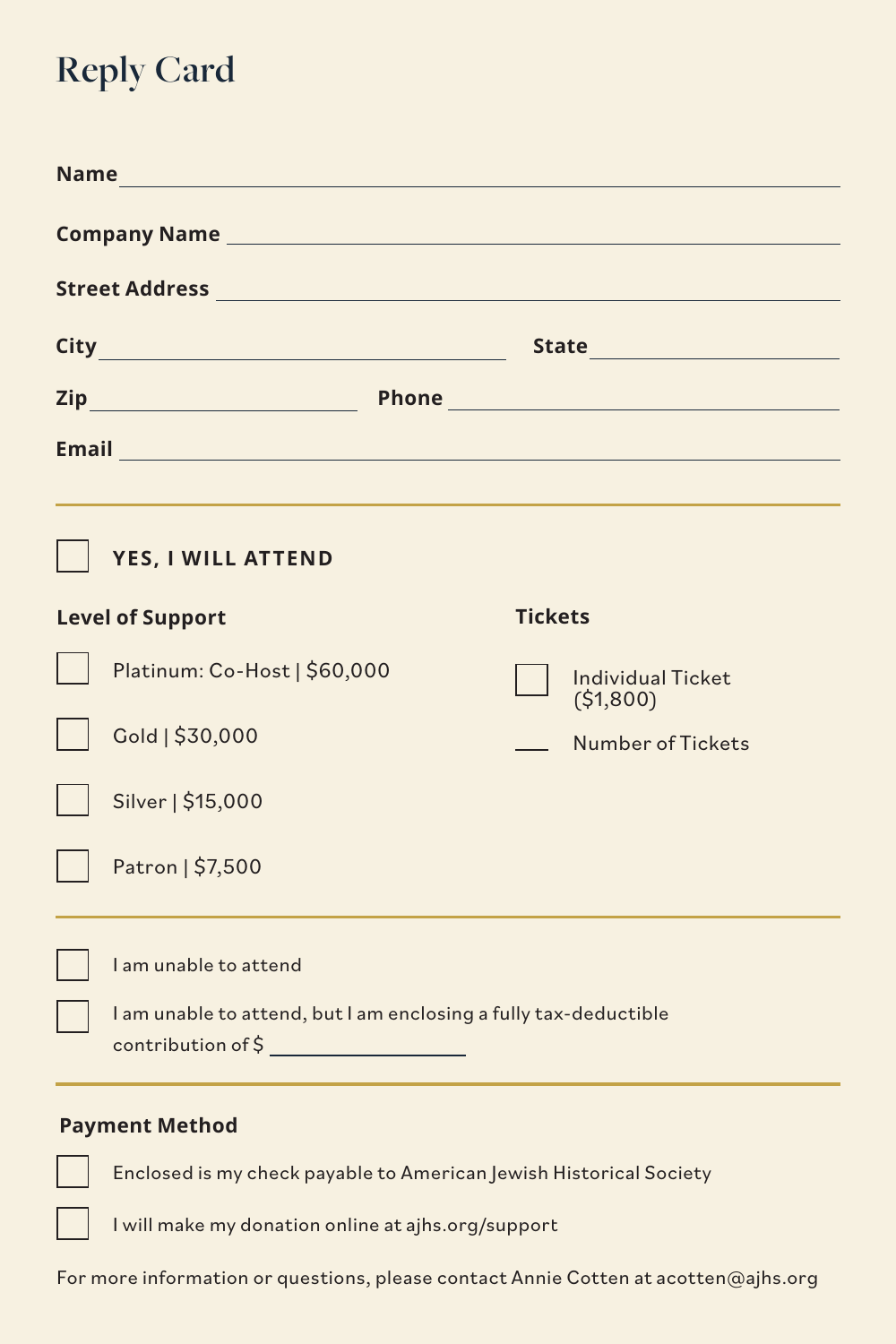# Reply Card

**Name** ______________________________

**Company Name** ______________________________

**Street Address** ______________________________

**City** ______________________ **State** ______________

**Zip** ______________ **Phone** ______________________

**Email** ______________________________

---

☐ **YES, I WILL ATTEND**

**Level of Support**

☐ Platinum: Co-Host | $60,000

☐ Gold | $30,000

☐ Silver | $15,000

☐ Patron | $7,500

**Tickets**

☐ Individual Ticket ($1,800)

___ Number of Tickets

---

☐ I am unable to attend

☐ I am unable to attend, but I am enclosing a fully tax-deductible contribution of $ ______________

---

**Payment Method**

☐ Enclosed is my check payable to American Jewish Historical Society

☐ I will make my donation online at ajhs.org/support

For more information or questions, please contact Annie Cotten at acotten@ajhs.org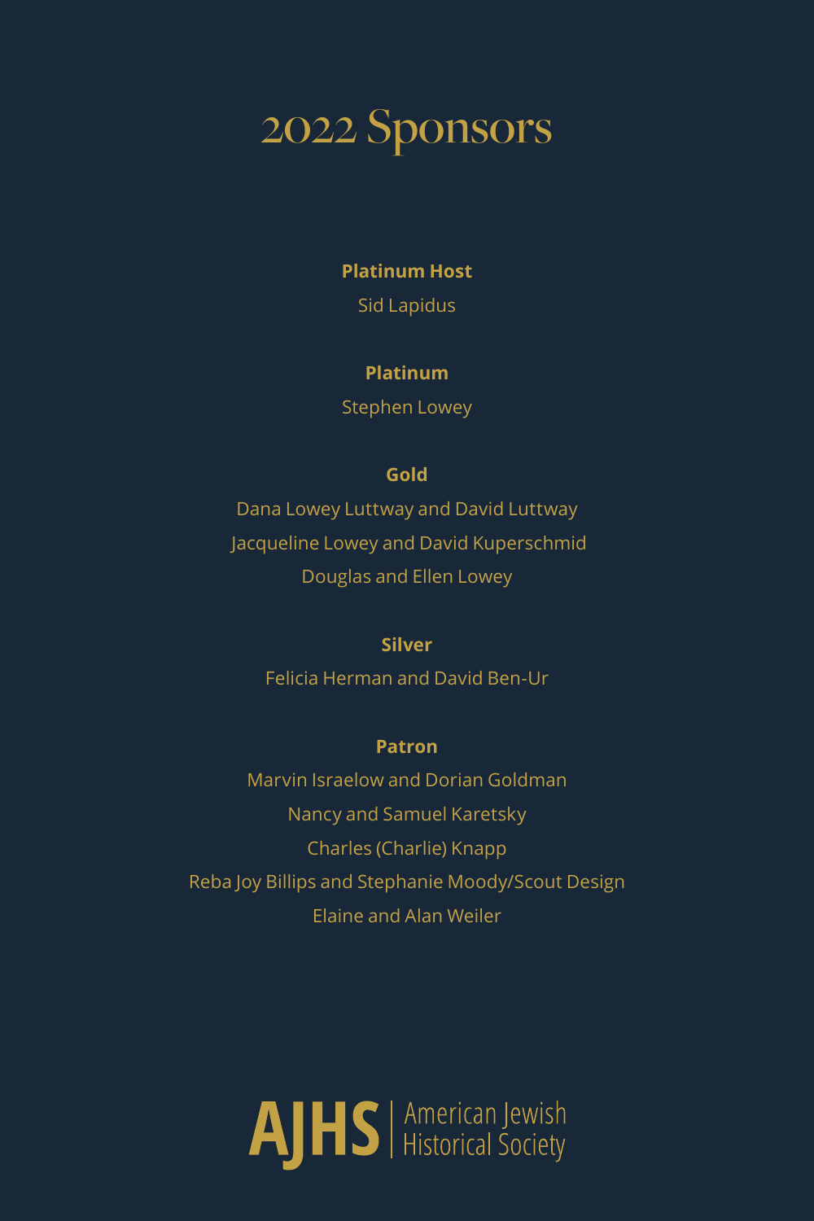# 2022 Sponsors

**Platinum Host**

Sid Lapidus

**Platinum**

Stephen Lowey

**Gold**

Dana Lowey Luttway and David Luttway

Jacqueline Lowey and David Kuperschmid

Douglas and Ellen Lowey

**Silver**

Felicia Herman and David Ben-Ur

**Patron**

Marvin Israelow and Dorian Goldman

Nancy and Samuel Karetsky

Charles (Charlie) Knapp

Reba Joy Billips and Stephanie Moody/Scout Design

Elaine and Alan Weiler

AJHS | American Jewish Historical Society